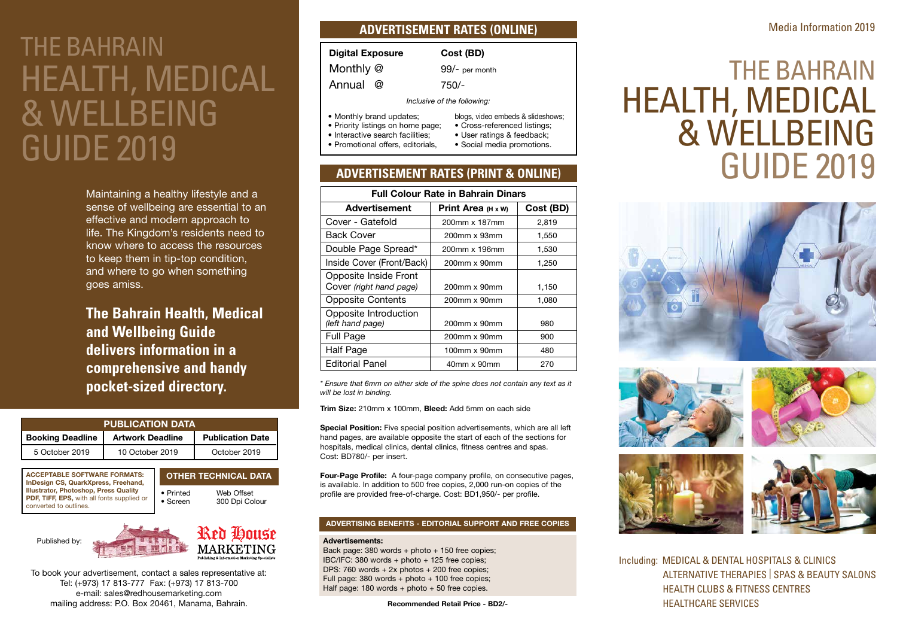# THE BAHRAIN HEALTH, MEDICAL & WELLBEING GUIDE 2019

Maintaining a healthy lifestyle and a sense of wellbeing are essential to an effective and modern approach to life. The Kingdom's residents need to know where to access the resources to keep them in tip-top condition, and where to go when something goes amiss.

**The Bahrain Health, Medical and Wellbeing Guide delivers information in a comprehensive and handy pocket-sized directory.**

| PUBLICATION DATA | | |
|---|---|---|
| **Booking Deadline** | **Artwork Deadline** | **Publication Date** |
| 5 October 2019 | 10 October 2019 | October 2019 |

**ACCEPTABLE SOFTWARE FORMATS: InDesign CS, QuarkXpress, Freehand, Illustrator, Photoshop, Press Quality PDF, TIFF, EPS,** with all fonts supplied or converted to outlines.

**OTHER TECHNICAL DATA**

- Printed — Web Offset
- Screen — 300 Dpi Colour

Published by: Red House MARKETING
Publishing & Information Marketing Specialists

To book your advertisement, contact a sales representative at:
Tel: (+973) 17 813-777 Fax: (+973) 17 813-700
e-mail: sales@redhousemarketing.com
mailing address: P.O. Box 20461, Manama, Bahrain.

## ADVERTISEMENT RATES (ONLINE)

| Digital Exposure | Cost (BD) |
|---|---|
| Monthly @ | 99/- per month |
| Annual @ | 750/- |

*Inclusive of the following:*

- Monthly brand updates;
- Priority listings on home page;
- Interactive search facilities;
- Promotional offers, editorials, blogs, video embeds & slideshows;
- Cross-referenced listings;
- User ratings & feedback;
- Social media promotions.

## ADVERTISEMENT RATES (PRINT & ONLINE)

| Full Colour Rate in Bahrain Dinars | | |
|---|---|---|
| **Advertisement** | **Print Area (H x W)** | **Cost (BD)** |
| Cover - Gatefold | 200mm x 187mm | 2,819 |
| Back Cover | 200mm x 93mm | 1,550 |
| Double Page Spread* | 200mm x 196mm | 1,530 |
| Inside Cover (Front/Back) | 200mm x 90mm | 1,250 |
| Opposite Inside Front Cover *(right hand page)* | 200mm x 90mm | 1,150 |
| Opposite Contents | 200mm x 90mm | 1,080 |
| Opposite Introduction *(left hand page)* | 200mm x 90mm | 980 |
| Full Page | 200mm x 90mm | 900 |
| Half Page | 100mm x 90mm | 480 |
| Editorial Panel | 40mm x 90mm | 270 |

*\* Ensure that 6mm on either side of the spine does not contain any text as it will be lost in binding.*

**Trim Size:** 210mm x 100mm, **Bleed:** Add 5mm on each side

**Special Position:** Five special position advertisements, which are all left hand pages, are available opposite the start of each of the sections for hospitals, medical clinics, dental clinics, fitness centres and spas. Cost: BD780/- per insert.

**Four-Page Profile:** A four-page company profile, on consecutive pages, is available. In addition to 500 free copies, 2,000 run-on copies of the profile are provided free-of-charge. Cost: BD1,950/- per profile.

### ADVERTISING BENEFITS - EDITORIAL SUPPORT AND FREE COPIES

**Advertisements:**
Back page: 380 words + photo + 150 free copies;
IBC/IFC: 380 words + photo + 125 free copies;
DPS: 760 words + 2x photos + 200 free copies;
Full page: 380 words + photo + 100 free copies;
Half page: 180 words + photo + 50 free copies.

**Recommended Retail Price - BD2/-**

Media Information 2019

# THE BAHRAIN HEALTH, MEDICAL & WELLBEING GUIDE 2019

Including: MEDICAL & DENTAL HOSPITALS & CLINICS
ALTERNATIVE THERAPIES | SPAS & BEAUTY SALONS
HEALTH CLUBS & FITNESS CENTRES
HEALTHCARE SERVICES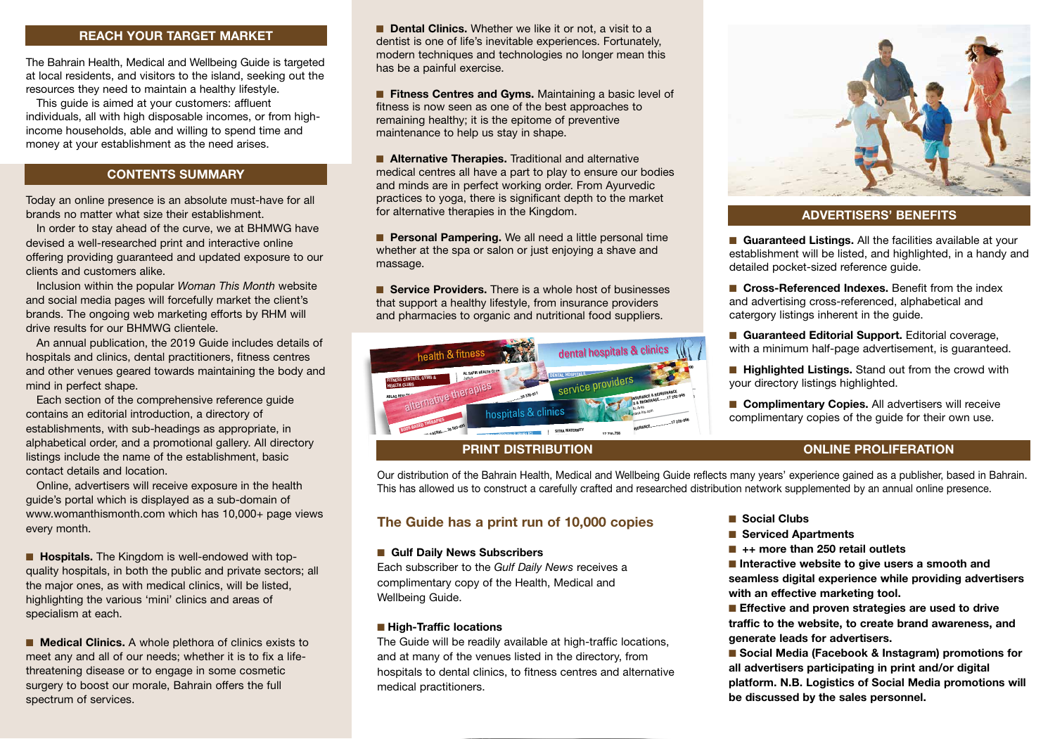## REACH YOUR TARGET MARKET

The Bahrain Health, Medical and Wellbeing Guide is targeted at local residents, and visitors to the island, seeking out the resources they need to maintain a healthy lifestyle.

This guide is aimed at your customers: affluent individuals, all with high disposable incomes, or from high-income households, able and willing to spend time and money at your establishment as the need arises.

## CONTENTS SUMMARY

Today an online presence is an absolute must-have for all brands no matter what size their establishment.

In order to stay ahead of the curve, we at BHMWG have devised a well-researched print and interactive online offering providing guaranteed and updated exposure to our clients and customers alike.

Inclusion within the popular *Woman This Month* website and social media pages will forcefully market the client's brands. The ongoing web marketing efforts by RHM will drive results for our BHMWG clientele.

An annual publication, the 2019 Guide includes details of hospitals and clinics, dental practitioners, fitness centres and other venues geared towards maintaining the body and mind in perfect shape.

Each section of the comprehensive reference guide contains an editorial introduction, a directory of establishments, with sub-headings as appropriate, in alphabetical order, and a promotional gallery. All directory listings include the name of the establishment, basic contact details and location.

Online, advertisers will receive exposure in the health guide's portal which is displayed as a sub-domain of www.womanthismonth.com which has 10,000+ page views every month.

- **Hospitals.** The Kingdom is well-endowed with top-quality hospitals, in both the public and private sectors; all the major ones, as with medical clinics, will be listed, highlighting the various 'mini' clinics and areas of specialism at each.

- **Medical Clinics.** A whole plethora of clinics exists to meet any and all of our needs; whether it is to fix a life-threatening disease or to engage in some cosmetic surgery to boost our morale, Bahrain offers the full spectrum of services.

- **Dental Clinics.** Whether we like it or not, a visit to a dentist is one of life's inevitable experiences. Fortunately, modern techniques and technologies no longer mean this has be a painful exercise.

- **Fitness Centres and Gyms.** Maintaining a basic level of fitness is now seen as one of the best approaches to remaining healthy; it is the epitome of preventive maintenance to help us stay in shape.

- **Alternative Therapies.** Traditional and alternative medical centres all have a part to play to ensure our bodies and minds are in perfect working order. From Ayurvedic practices to yoga, there is significant depth to the market for alternative therapies in the Kingdom.

- **Personal Pampering.** We all need a little personal time whether at the spa or salon or just enjoying a shave and massage.

- **Service Providers.** There is a whole host of businesses that support a healthy lifestyle, from insurance providers and pharmacies to organic and nutritional food suppliers.

## ADVERTISERS' BENEFITS

- **Guaranteed Listings.** All the facilities available at your establishment will be listed, and highlighted, in a handy and detailed pocket-sized reference guide.

- **Cross-Referenced Indexes.** Benefit from the index and advertising cross-referenced, alphabetical and catergory listings inherent in the guide.

- **Guaranteed Editorial Support.** Editorial coverage, with a minimum half-page advertisement, is guaranteed.

- **Highlighted Listings.** Stand out from the crowd with your directory listings highlighted.

- **Complimentary Copies.** All advertisers will receive complimentary copies of the guide for their own use.

## PRINT DISTRIBUTION

## ONLINE PROLIFERATION

Our distribution of the Bahrain Health, Medical and Wellbeing Guide reflects many years' experience gained as a publisher, based in Bahrain. This has allowed us to construct a carefully crafted and researched distribution network supplemented by an annual online presence.

### The Guide has a print run of 10,000 copies

- **Gulf Daily News Subscribers**
  Each subscriber to the *Gulf Daily News* receives a complimentary copy of the Health, Medical and Wellbeing Guide.

- **High-Traffic locations**
  The Guide will be readily available at high-traffic locations, and at many of the venues listed in the directory, from hospitals to dental clinics, to fitness centres and alternative medical practitioners.

- **Social Clubs**
- **Serviced Apartments**
- **++ more than 250 retail outlets**
- **Interactive website to give users a smooth and seamless digital experience while providing advertisers with an effective marketing tool.**
- **Effective and proven strategies are used to drive traffic to the website, to create brand awareness, and generate leads for advertisers.**
- **Social Media (Facebook & Instagram) promotions for all advertisers participating in print and/or digital platform. N.B. Logistics of Social Media promotions will be discussed by the sales personnel.**